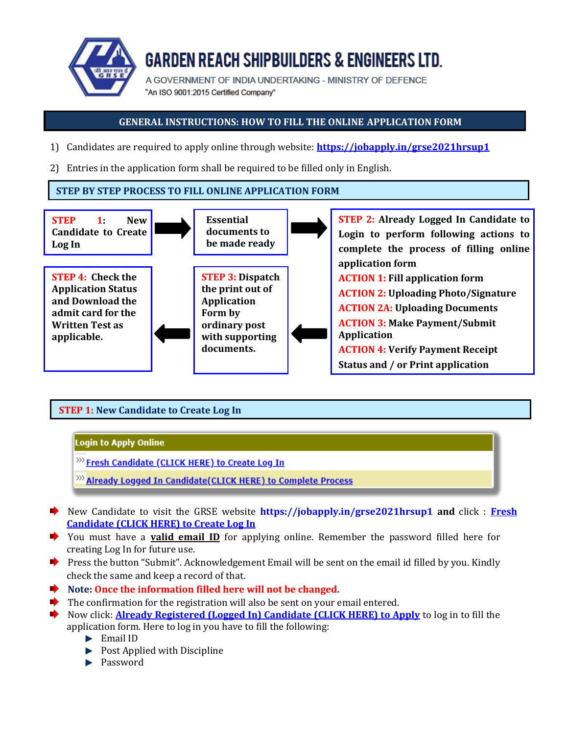# GARDEN REACH SHIPBUILDERS & ENGINEERS LTD.

A GOVERNMENT OF INDIA UNDERTAKING - MINISTRY OF DEFENCE

"An ISO 9001:2015 Certified Company"

## GENERAL INSTRUCTIONS: HOW TO FILL THE ONLINE APPLICATION FORM

1) Candidates are required to apply online through website: https://jobapply.in/grse2021hrsup1
2) Entries in the application form shall be required to be filled only in English.

## STEP BY STEP PROCESS TO FILL ONLINE APPLICATION FORM

**STEP 1: New Candidate to Create Log In** → **Essential documents to be made ready** → **STEP 2: Already Logged In Candidate to Login to perform following actions to complete the process of filling online application form**

- **ACTION 1:** Fill application form
- **ACTION 2:** Uploading Photo/Signature
- **ACTION 2A:** Uploading Documents
- **ACTION 3:** Make Payment/Submit Application
- **ACTION 4:** Verify Payment Receipt Status and / or Print application

→ **STEP 3: Dispatch the print out of Application Form by ordinary post with supporting documents.** → **STEP 4: Check the Application Status and Download the admit card for the Written Test as applicable.**

## STEP 1: New Candidate to Create Log In

**Login to Apply Online**

- Fresh Candidate (CLICK HERE) to Create Log In
- Already Logged In Candidate(CLICK HERE) to Complete Process

- New Candidate to visit the GRSE website **https://jobapply.in/grse2021hrsup1** **and** click : **Fresh Candidate (CLICK HERE) to Create Log In**
- You must have a **valid email ID** for applying online. Remember the password filled here for creating Log In for future use.
- Press the button "Submit". Acknowledgement Email will be sent on the email id filled by you. Kindly check the same and keep a record of that.
- **Note: Once the information filled here will not be changed.**
- The confirmation for the registration will also be sent on your email entered.
- Now click: **Already Registered (Logged In) Candidate (CLICK HERE) to Apply** to log in to fill the application form. Here to log in you have to fill the following:
  - Email ID
  - Post Applied with Discipline
  - Password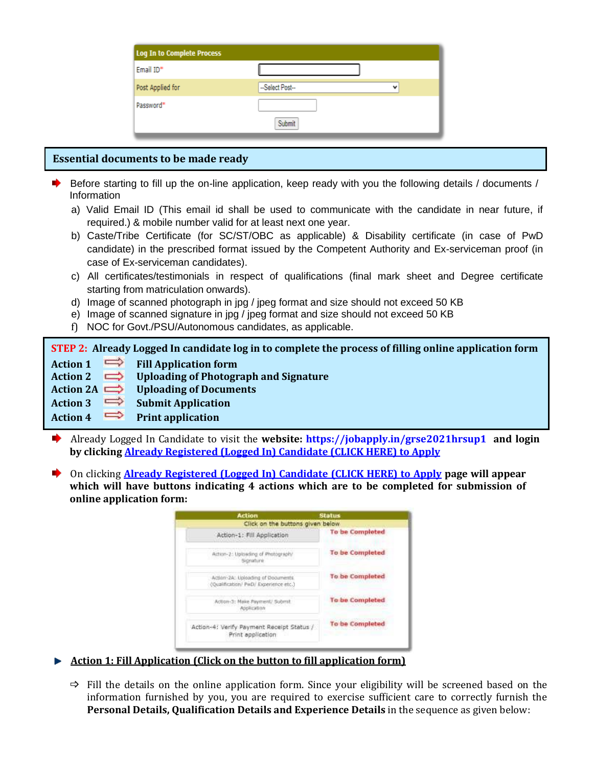| Log In to Complete Process | |
|---|---|
| Email ID* | |
| Post Applied for | --Select Post-- |
| Password* | |
| | Submit |

## Essential documents to be made ready

- Before starting to fill up the on-line application, keep ready with you the following details / documents / Information
  a) Valid Email ID (This email id shall be used to communicate with the candidate in near future, if required.) & mobile number valid for at least next one year.
  b) Caste/Tribe Certificate (for SC/ST/OBC as applicable) & Disability certificate (in case of PwD candidate) in the prescribed format issued by the Competent Authority and Ex-serviceman proof (in case of Ex-serviceman candidates).
  c) All certificates/testimonials in respect of qualifications (final mark sheet and Degree certificate starting from matriculation onwards).
  d) Image of scanned photograph in jpg / jpeg format and size should not exceed 50 KB
  e) Image of scanned signature in jpg / jpeg format and size should not exceed 50 KB
  f) NOC for Govt./PSU/Autonomous candidates, as applicable.

**STEP 2: Already Logged In candidate log in to complete the process of filling online application form**

**Action 1** ⇨ **Fill Application form**
**Action 2** ⇨ **Uploading of Photograph and Signature**
**Action 2A** ⇨ **Uploading of Documents**
**Action 3** ⇨ **Submit Application**
**Action 4** ⇨ **Print application**

- Already Logged In Candidate to visit the **website: https://jobapply.in/grse2021hrsup1 and login by clicking Already Registered (Logged In) Candidate (CLICK HERE) to Apply**

- On clicking **Already Registered (Logged In) Candidate (CLICK HERE) to Apply page will appear which will have buttons indicating 4 actions which are to be completed for submission of online application form:**

| Action | Status |
|---|---|
| Click on the buttons given below | |
| Action-1: Fill Application | To be Completed |
| Action-2: Uploading of Photograph/ Signature | To be Completed |
| Action-2A: Uploading of Documents (Qualification/ PwD/ Experience etc.) | To be Completed |
| Action-3: Make Payment/ Submit Application | To be Completed |
| Action-4: Verify Payment Receipt Status / Print application | To be Completed |

- **Action 1: Fill Application (Click on the button to fill application form)**

  ⇨ Fill the details on the online application form. Since your eligibility will be screened based on the information furnished by you, you are required to exercise sufficient care to correctly furnish the **Personal Details, Qualification Details and Experience Details** in the sequence as given below: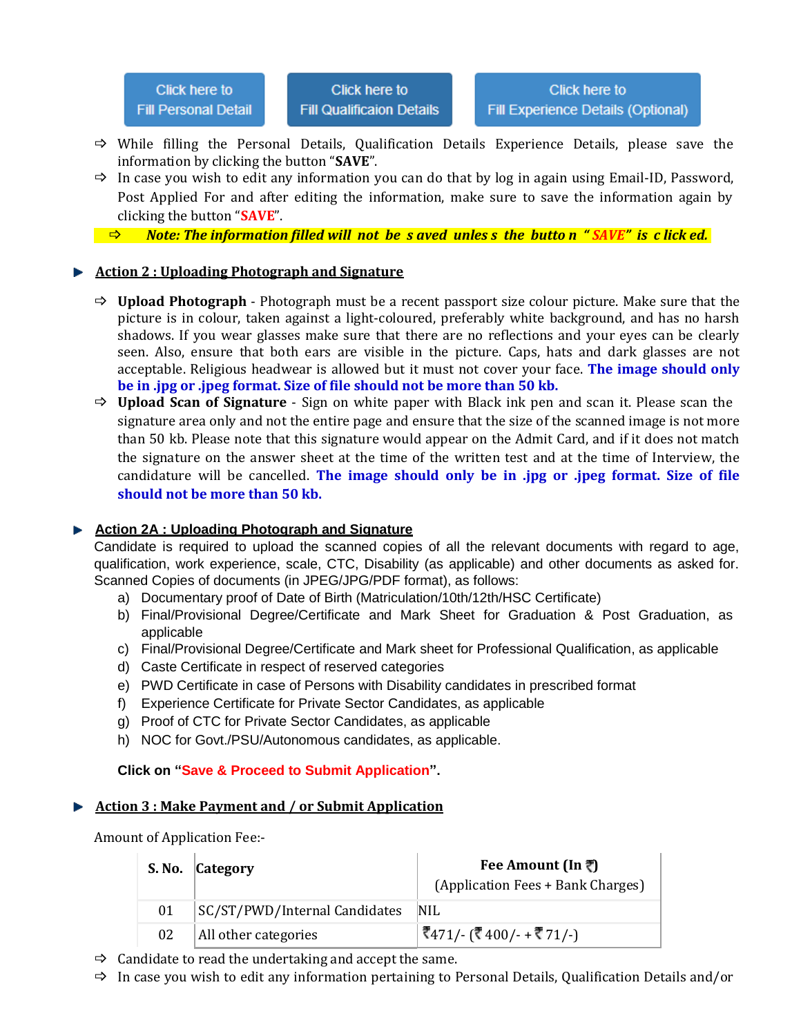Click here to Fill Personal Detail | Click here to Fill Qualificaion Details | Click here to Fill Experience Details (Optional)

- ⇨ While filling the Personal Details, Qualification Details Experience Details, please save the information by clicking the button "**SAVE**".
- ⇨ In case you wish to edit any information you can do that by log in again using Email-ID, Password, Post Applied For and after editing the information, make sure to save the information again by clicking the button "**SAVE**".
- ⇨ ***Note: The information filled will not be saved unless the button "SAVE" is clicked.***

## Action 2 : Uploading Photograph and Signature

- ⇨ **Upload Photograph** - Photograph must be a recent passport size colour picture. Make sure that the picture is in colour, taken against a light-coloured, preferably white background, and has no harsh shadows. If you wear glasses make sure that there are no reflections and your eyes can be clearly seen. Also, ensure that both ears are visible in the picture. Caps, hats and dark glasses are not acceptable. Religious headwear is allowed but it must not cover your face. **The image should only be in .jpg or .jpeg format. Size of file should not be more than 50 kb.**
- ⇨ **Upload Scan of Signature** - Sign on white paper with Black ink pen and scan it. Please scan the signature area only and not the entire page and ensure that the size of the scanned image is not more than 50 kb. Please note that this signature would appear on the Admit Card, and if it does not match the signature on the answer sheet at the time of the written test and at the time of Interview, the candidature will be cancelled. **The image should only be in .jpg or .jpeg format. Size of file should not be more than 50 kb.**

## Action 2A : Uploading Photograph and Signature

Candidate is required to upload the scanned copies of all the relevant documents with regard to age, qualification, work experience, scale, CTC, Disability (as applicable) and other documents as asked for. Scanned Copies of documents (in JPEG/JPG/PDF format), as follows:

a) Documentary proof of Date of Birth (Matriculation/10th/12th/HSC Certificate)
b) Final/Provisional Degree/Certificate and Mark Sheet for Graduation & Post Graduation, as applicable
c) Final/Provisional Degree/Certificate and Mark sheet for Professional Qualification, as applicable
d) Caste Certificate in respect of reserved categories
e) PWD Certificate in case of Persons with Disability candidates in prescribed format
f) Experience Certificate for Private Sector Candidates, as applicable
g) Proof of CTC for Private Sector Candidates, as applicable
h) NOC for Govt./PSU/Autonomous candidates, as applicable.

**Click on "Save & Proceed to Submit Application".**

## Action 3 : Make Payment and / or Submit Application

Amount of Application Fee:-

| S. No. | Category | Fee Amount (In ₹) (Application Fees + Bank Charges) |
|---|---|---|
| 01 | SC/ST/PWD/Internal Candidates | NIL |
| 02 | All other categories | ₹471/- (₹400/- + ₹71/-) |

- ⇨ Candidate to read the undertaking and accept the same.
- ⇨ In case you wish to edit any information pertaining to Personal Details, Qualification Details and/or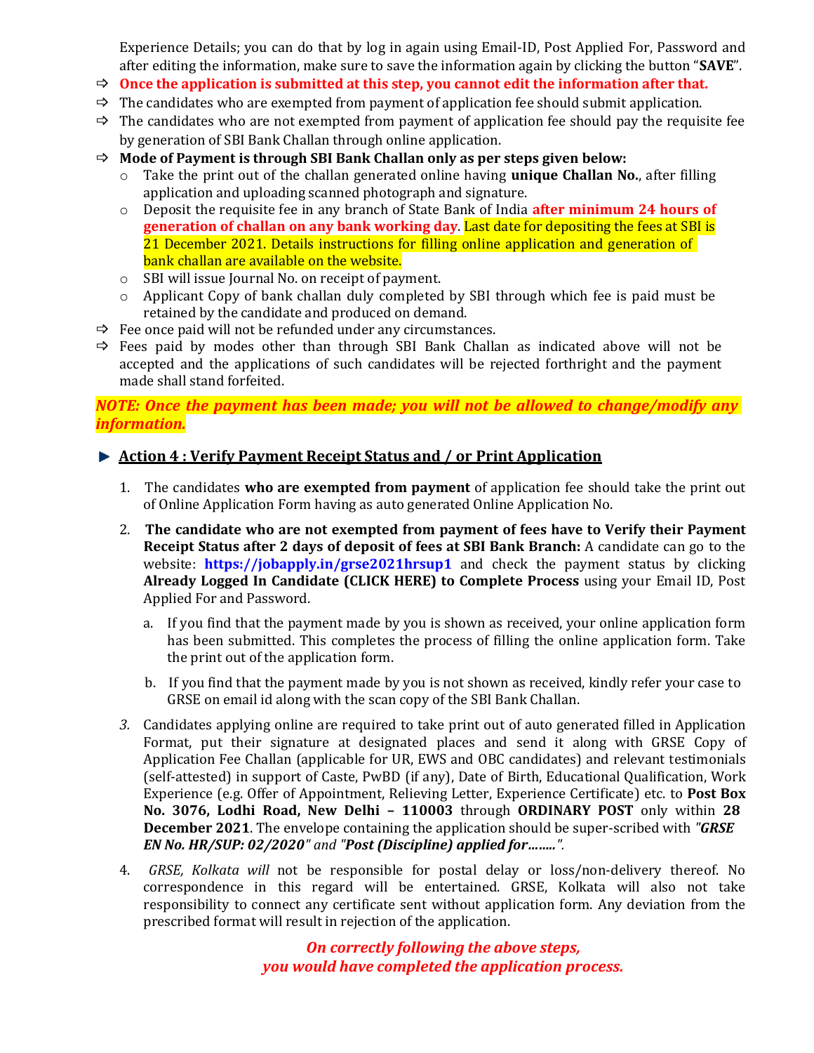Experience Details; you can do that by log in again using Email-ID, Post Applied For, Password and after editing the information, make sure to save the information again by clicking the button "**SAVE**".

- **Once the application is submitted at this step, you cannot edit the information after that.**
- The candidates who are exempted from payment of application fee should submit application.
- The candidates who are not exempted from payment of application fee should pay the requisite fee by generation of SBI Bank Challan through online application.
- **Mode of Payment is through SBI Bank Challan only as per steps given below:**
  - Take the print out of the challan generated online having **unique Challan No.**, after filling application and uploading scanned photograph and signature.
  - Deposit the requisite fee in any branch of State Bank of India **after minimum 24 hours of generation of challan on any bank working day**. Last date for depositing the fees at SBI is 21 December 2021. Details instructions for filling online application and generation of bank challan are available on the website.
  - SBI will issue Journal No. on receipt of payment.
  - Applicant Copy of bank challan duly completed by SBI through which fee is paid must be retained by the candidate and produced on demand.
- Fee once paid will not be refunded under any circumstances.
- Fees paid by modes other than through SBI Bank Challan as indicated above will not be accepted and the applications of such candidates will be rejected forthright and the payment made shall stand forfeited.

***NOTE: Once the payment has been made; you will not be allowed to change/modify any information.***

### Action 4 : Verify Payment Receipt Status and / or Print Application

1. The candidates **who are exempted from payment** of application fee should take the print out of Online Application Form having as auto generated Online Application No.
2. **The candidate who are not exempted from payment of fees have to Verify their Payment Receipt Status after 2 days of deposit of fees at SBI Bank Branch:** A candidate can go to the website: **https://jobapply.in/grse2021hrsup1** and check the payment status by clicking **Already Logged In Candidate (CLICK HERE) to Complete Process** using your Email ID, Post Applied For and Password.
   a. If you find that the payment made by you is shown as received, your online application form has been submitted. This completes the process of filling the online application form. Take the print out of the application form.
   b. If you find that the payment made by you is not shown as received, kindly refer your case to GRSE on email id along with the scan copy of the SBI Bank Challan.
3. Candidates applying online are required to take print out of auto generated filled in Application Format, put their signature at designated places and send it along with GRSE Copy of Application Fee Challan (applicable for UR, EWS and OBC candidates) and relevant testimonials (self-attested) in support of Caste, PwBD (if any), Date of Birth, Educational Qualification, Work Experience (e.g. Offer of Appointment, Relieving Letter, Experience Certificate) etc. to **Post Box No. 3076, Lodhi Road, New Delhi – 110003** through **ORDINARY POST** only within **28 December 2021**. The envelope containing the application should be super-scribed with *"**GRSE EN No. HR/SUP: 02/2020**" and "**Post (Discipline) applied for……..**".*
4. *GRSE, Kolkata will* not be responsible for postal delay or loss/non-delivery thereof. No correspondence in this regard will be entertained. GRSE, Kolkata will also not take responsibility to connect any certificate sent without application form. Any deviation from the prescribed format will result in rejection of the application.

***On correctly following the above steps, you would have completed the application process.***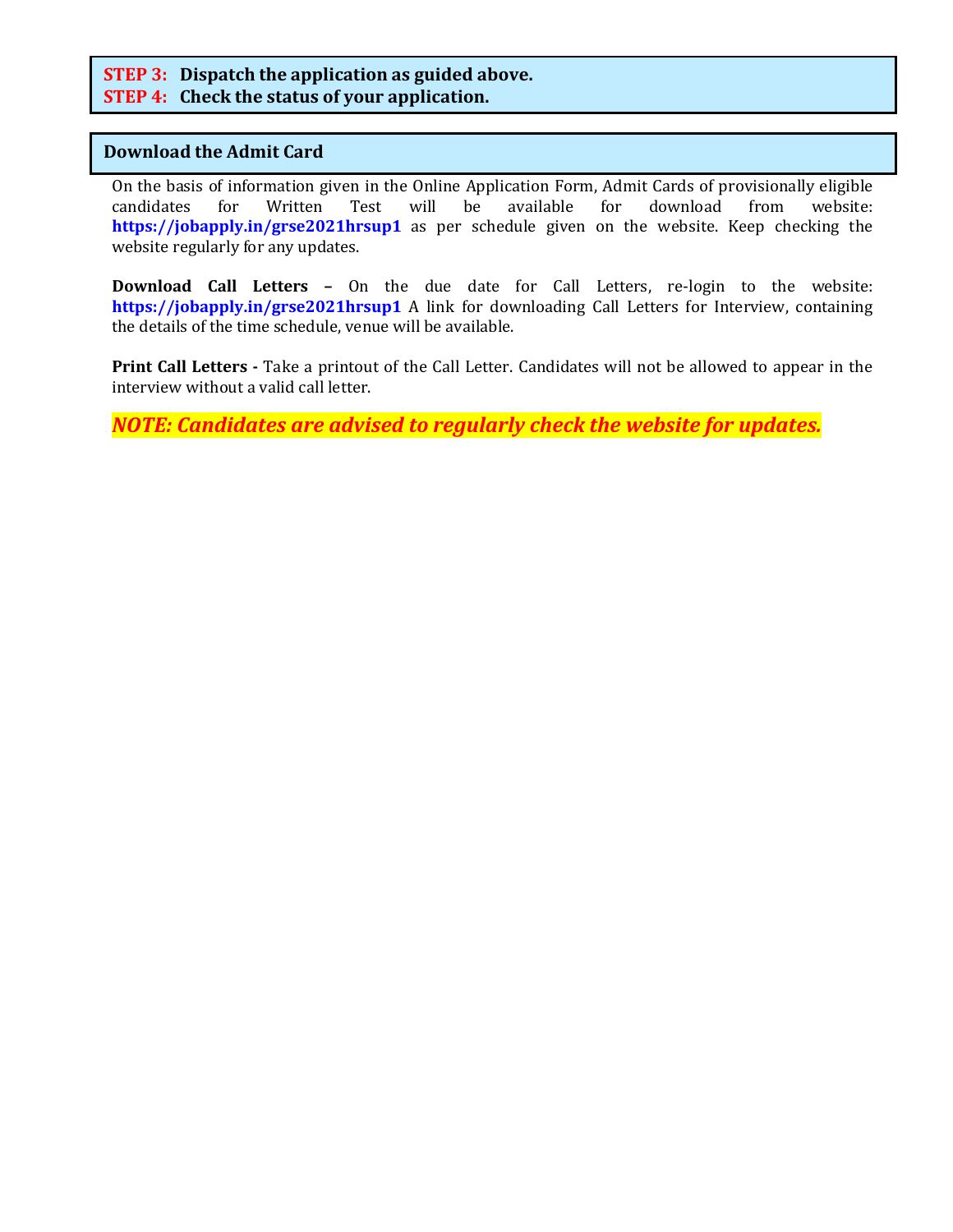**STEP 3: Dispatch the application as guided above.**
**STEP 4: Check the status of your application.**

## Download the Admit Card

On the basis of information given in the Online Application Form, Admit Cards of provisionally eligible candidates for Written Test will be available for download from website: **https://jobapply.in/grse2021hrsup1** as per schedule given on the website. Keep checking the website regularly for any updates.

**Download Call Letters –** On the due date for Call Letters, re-login to the website: **https://jobapply.in/grse2021hrsup1** A link for downloading Call Letters for Interview, containing the details of the time schedule, venue will be available.

**Print Call Letters -** Take a printout of the Call Letter. Candidates will not be allowed to appear in the interview without a valid call letter.

***NOTE: Candidates are advised to regularly check the website for updates.***